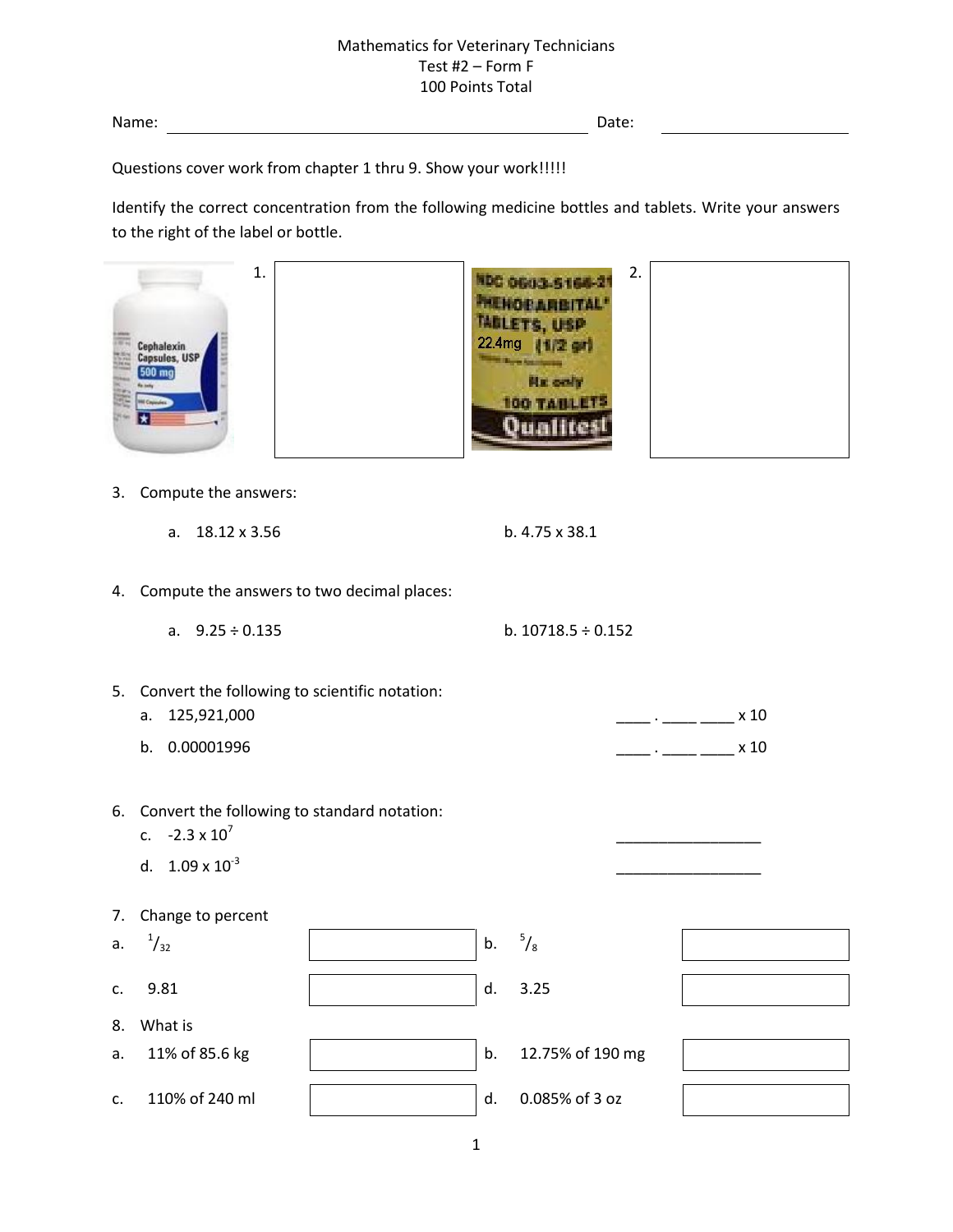# Mathematics for Veterinary Technicians
## Test #2 – Form F
### 100 Points Total

Name: ______________________________ Date: ______________

Questions cover work from chapter 1 thru 9. Show your work!!!!!

Identify the correct concentration from the following medicine bottles and tablets. Write your answers to the right of the label or bottle.

1. Cephalexin Capsules, USP 500 mg

2. NDC 0603-5166-21 PHENOBARBITAL TABLETS, USP 22.4mg (1/2 gr) Rx only 100 TABLETS Qualitest

3. Compute the answers:

   a. 18.12 x 3.56 &nbsp;&nbsp;&nbsp;&nbsp;&nbsp;&nbsp;&nbsp;&nbsp; b. 4.75 x 38.1

4. Compute the answers to two decimal places:

   a. 9.25 ÷ 0.135 &nbsp;&nbsp;&nbsp;&nbsp;&nbsp;&nbsp;&nbsp;&nbsp; b. 10718.5 ÷ 0.152

5. Convert the following to scientific notation:

   a. 125,921,000 &nbsp;&nbsp;&nbsp;&nbsp; ____ . ____ ____ x 10

   b. 0.00001996 &nbsp;&nbsp;&nbsp;&nbsp; ____ . ____ ____ x 10

6. Convert the following to standard notation:

   c. $-2.3 \times 10^{7}$ &nbsp;&nbsp;&nbsp;&nbsp; ________________

   d. $1.09 \times 10^{-3}$ &nbsp;&nbsp;&nbsp;&nbsp; ________________

7. Change to percent

| | | | |
|---|---|---|---|
| a. $\frac{1}{32}$ | | b. $\frac{5}{8}$ | |
| c. 9.81 | | d. 3.25 | |

8. What is

| | | | |
|---|---|---|---|
| a. 11% of 85.6 kg | | b. 12.75% of 190 mg | |
| c. 110% of 240 ml | | d. 0.085% of 3 oz | |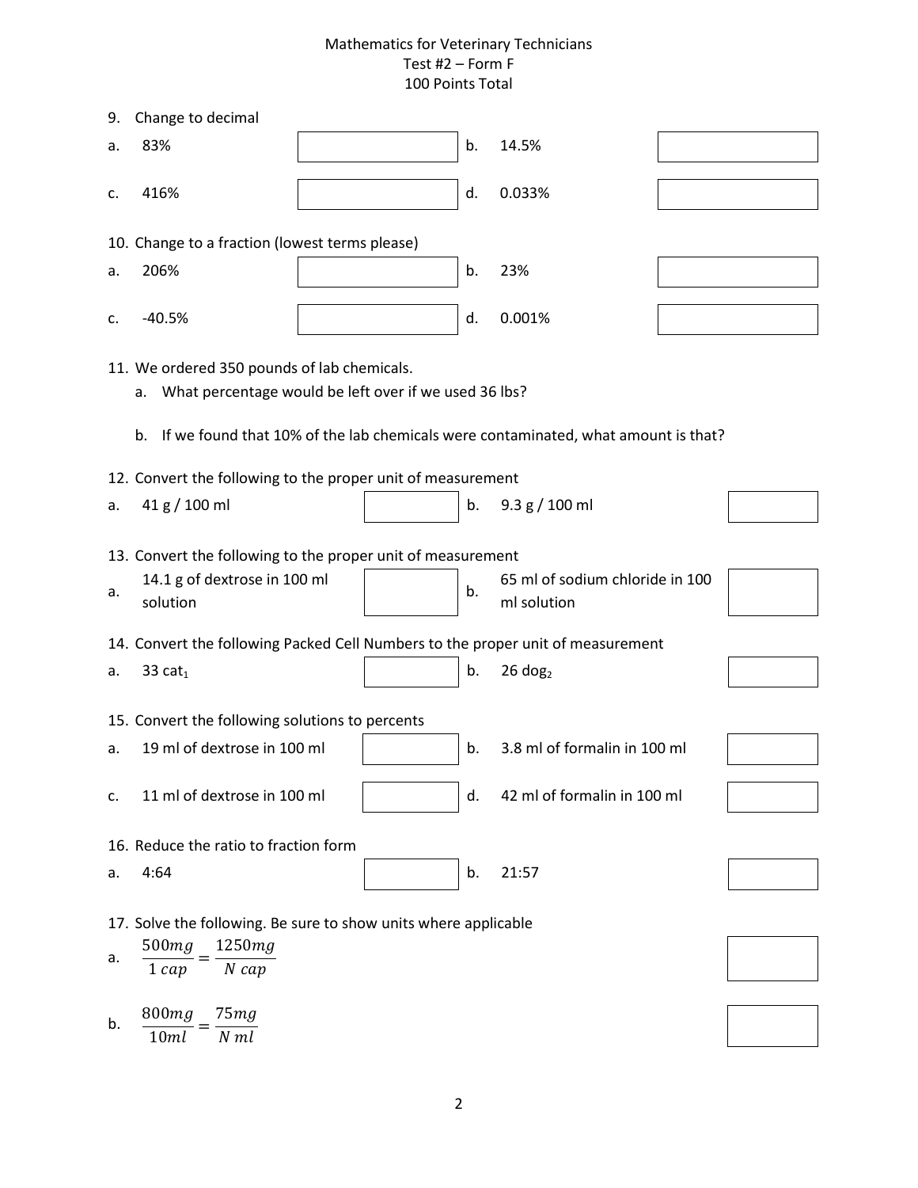Mathematics for Veterinary Technicians
Test #2 – Form F
100 Points Total

9. Change to decimal

| | | | | | |
|---|---|---|---|---|---|
| a. | 83% | | b. | 14.5% | |
| c. | 416% | | d. | 0.033% | |

10. Change to a fraction (lowest terms please)

| | | | | | |
|---|---|---|---|---|---|
| a. | 206% | | b. | 23% | |
| c. | -40.5% | | d. | 0.001% | |

11. We ordered 350 pounds of lab chemicals.
    a. What percentage would be left over if we used 36 lbs?

    b. If we found that 10% of the lab chemicals were contaminated, what amount is that?

12. Convert the following to the proper unit of measurement

| | | | | | |
|---|---|---|---|---|---|
| a. | 41 g / 100 ml | | b. | 9.3 g / 100 ml | |

13. Convert the following to the proper unit of measurement

| | | | | | |
|---|---|---|---|---|---|
| a. | 14.1 g of dextrose in 100 ml solution | | b. | 65 ml of sodium chloride in 100 ml solution | |

14. Convert the following Packed Cell Numbers to the proper unit of measurement

| | | | | | |
|---|---|---|---|---|---|
| a. | 33 $cat_1$ | | b. | 26 $dog_2$ | |

15. Convert the following solutions to percents

| | | | | | |
|---|---|---|---|---|---|
| a. | 19 ml of dextrose in 100 ml | | b. | 3.8 ml of formalin in 100 ml | |
| c. | 11 ml of dextrose in 100 ml | | d. | 42 ml of formalin in 100 ml | |

16. Reduce the ratio to fraction form

| | | | | | |
|---|---|---|---|---|---|
| a. | 4:64 | | b. | 21:57 | |

17. Solve the following. Be sure to show units where applicable

a. $\frac{500mg}{1\ cap} = \frac{1250mg}{N\ cap}$

b. $\frac{800mg}{10ml} = \frac{75mg}{N\ ml}$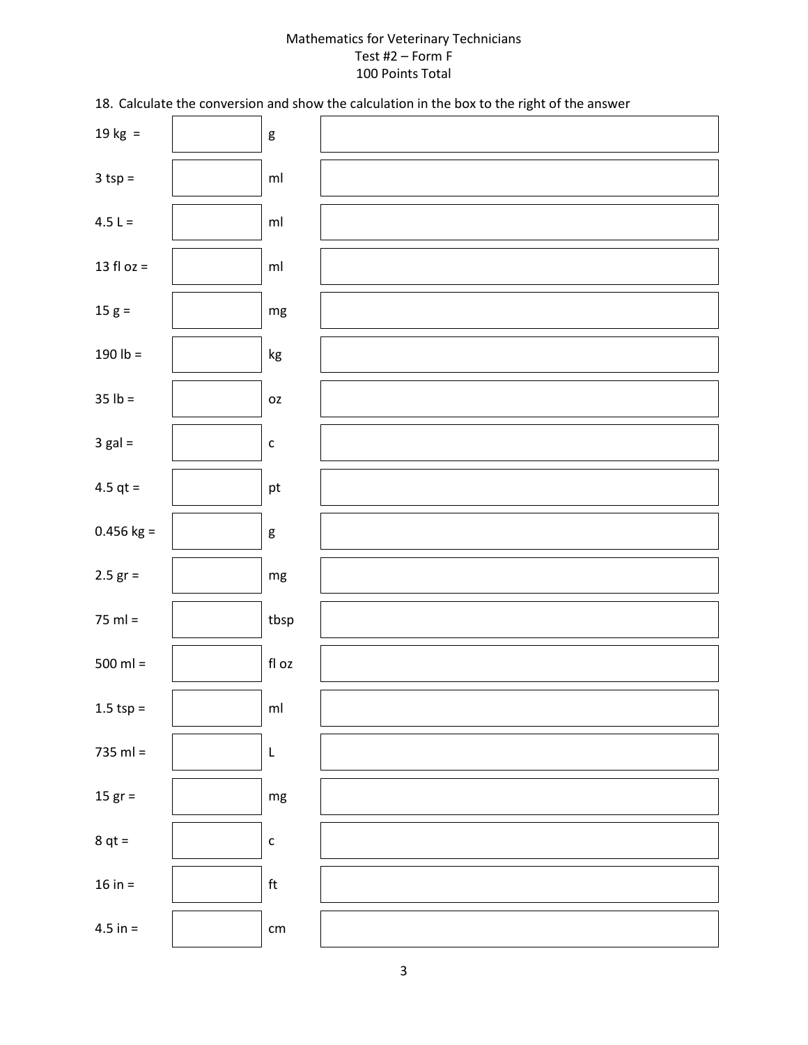Mathematics for Veterinary Technicians
Test #2 – Form F
100 Points Total

18. Calculate the conversion and show the calculation in the box to the right of the answer

| Given | Answer | Unit | Calculation |
|---|---|---|---|
| 19 kg = | | g | |
| 3 tsp = | | ml | |
| 4.5 L = | | ml | |
| 13 fl oz = | | ml | |
| 15 g = | | mg | |
| 190 lb = | | kg | |
| 35 lb = | | oz | |
| 3 gal = | | c | |
| 4.5 qt = | | pt | |
| 0.456 kg = | | g | |
| 2.5 gr = | | mg | |
| 75 ml = | | tbsp | |
| 500 ml = | | fl oz | |
| 1.5 tsp = | | ml | |
| 735 ml = | | L | |
| 15 gr = | | mg | |
| 8 qt = | | c | |
| 16 in = | | ft | |
| 4.5 in = | | cm | |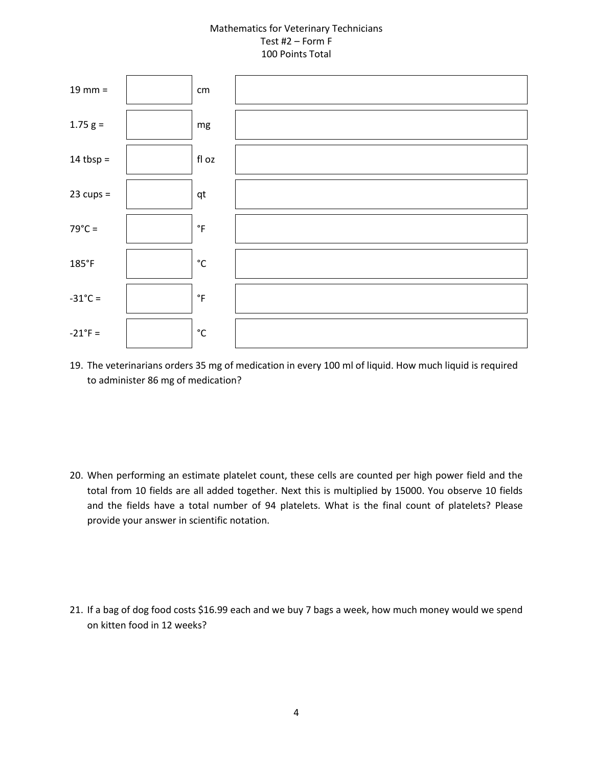Mathematics for Veterinary Technicians
Test #2 – Form F
100 Points Total

| | | | |
|---|---|---|---|
| 19 mm = | | cm | |
| 1.75 g = | | mg | |
| 14 tbsp = | | fl oz | |
| 23 cups = | | qt | |
| 79°C = | | °F | |
| 185°F | | °C | |
| -31°C = | | °F | |
| -21°F = | | °C | |

19. The veterinarians orders 35 mg of medication in every 100 ml of liquid. How much liquid is required to administer 86 mg of medication?

20. When performing an estimate platelet count, these cells are counted per high power field and the total from 10 fields are all added together. Next this is multiplied by 15000. You observe 10 fields and the fields have a total number of 94 platelets. What is the final count of platelets? Please provide your answer in scientific notation.

21. If a bag of dog food costs $16.99 each and we buy 7 bags a week, how much money would we spend on kitten food in 12 weeks?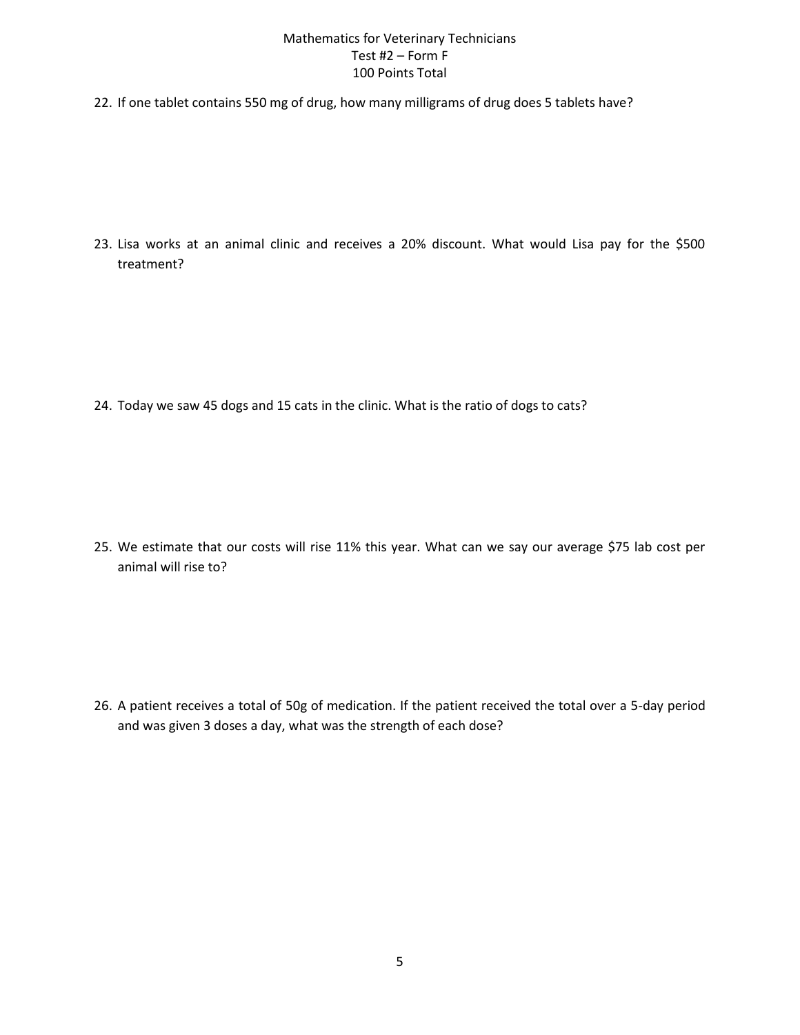22. If one tablet contains 550 mg of drug, how many milligrams of drug does 5 tablets have?

23. Lisa works at an animal clinic and receives a 20% discount. What would Lisa pay for the $500 treatment?

24. Today we saw 45 dogs and 15 cats in the clinic. What is the ratio of dogs to cats?

25. We estimate that our costs will rise 11% this year. What can we say our average $75 lab cost per animal will rise to?

26. A patient receives a total of 50g of medication. If the patient received the total over a 5-day period and was given 3 doses a day, what was the strength of each dose?